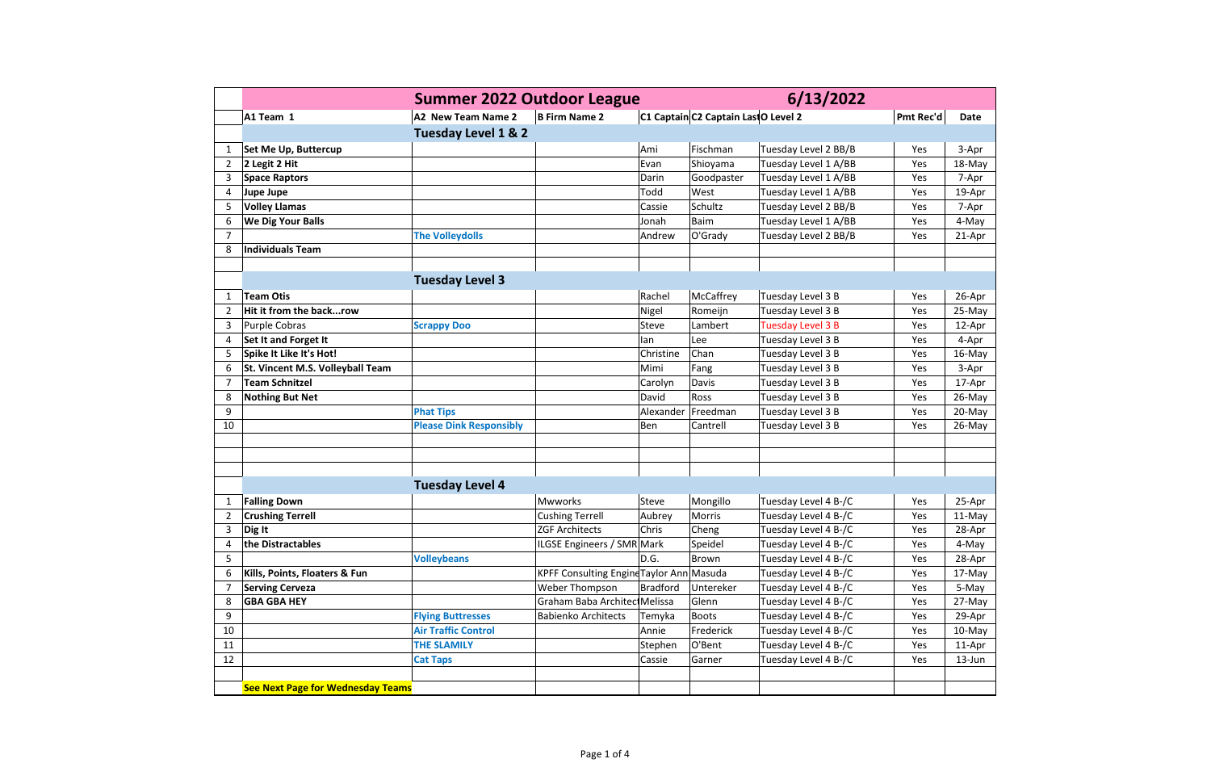| | Summer 2022 Outdoor League | | | | | 6/13/2022 | | |
|---|---|---|---|---|---|---|---|---|
| | **A1 Team 1** | **A2 New Team Name 2** | **B Firm Name 2** | **C1 Captain** | **C2 Captain Last** | **O Level 2** | **Pmt Rec'd** | **Date** |
| | | **Tuesday Level 1 & 2** | | | | | | |
| 1 | **Set Me Up, Buttercup** | | | Ami | Fischman | Tuesday Level 2 BB/B | Yes | 3-Apr |
| 2 | **2 Legit 2 Hit** | | | Evan | Shioyama | Tuesday Level 1 A/BB | Yes | 18-May |
| 3 | **Space Raptors** | | | Darin | Goodpaster | Tuesday Level 1 A/BB | Yes | 7-Apr |
| 4 | **Jupe Jupe** | | | Todd | West | Tuesday Level 1 A/BB | Yes | 19-Apr |
| 5 | **Volley Llamas** | | | Cassie | Schultz | Tuesday Level 2 BB/B | Yes | 7-Apr |
| 6 | **We Dig Your Balls** | | | Jonah | Baim | Tuesday Level 1 A/BB | Yes | 4-May |
| 7 | | **The Volleydolls** | | Andrew | O'Grady | Tuesday Level 2 BB/B | Yes | 21-Apr |
| 8 | **Individuals Team** | | | | | | | |
| | | | | | | | | |
| | | **Tuesday Level 3** | | | | | | |
| 1 | **Team Otis** | | | Rachel | McCaffrey | Tuesday Level 3 B | Yes | 26-Apr |
| 2 | **Hit it from the back...row** | | | Nigel | Romeijn | Tuesday Level 3 B | Yes | 25-May |
| 3 | Purple Cobras | **Scrappy Doo** | | Steve | Lambert | Tuesday Level 3 B | Yes | 12-Apr |
| 4 | **Set It and Forget It** | | | Ian | Lee | Tuesday Level 3 B | Yes | 4-Apr |
| 5 | **Spike It Like It's Hot!** | | | Christine | Chan | Tuesday Level 3 B | Yes | 16-May |
| 6 | **St. Vincent M.S. Volleyball Team** | | | Mimi | Fang | Tuesday Level 3 B | Yes | 3-Apr |
| 7 | **Team Schnitzel** | | | Carolyn | Davis | Tuesday Level 3 B | Yes | 17-Apr |
| 8 | **Nothing But Net** | | | David | Ross | Tuesday Level 3 B | Yes | 26-May |
| 9 | | **Phat Tips** | | Alexander | Freedman | Tuesday Level 3 B | Yes | 20-May |
| 10 | | **Please Dink Responsibly** | | Ben | Cantrell | Tuesday Level 3 B | Yes | 26-May |
| | | | | | | | | |
| | | | | | | | | |
| | | | | | | | | |
| | | **Tuesday Level 4** | | | | | | |
| 1 | **Falling Down** | | Mwworks | Steve | Mongillo | Tuesday Level 4 B-/C | Yes | 25-Apr |
| 2 | **Crushing Terrell** | | Cushing Terrell | Aubrey | Morris | Tuesday Level 4 B-/C | Yes | 11-May |
| 3 | **Dig It** | | ZGF Architects | Chris | Cheng | Tuesday Level 4 B-/C | Yes | 28-Apr |
| 4 | **the Distractables** | | ILGSE Engineers / SMR | Mark | Speidel | Tuesday Level 4 B-/C | Yes | 4-May |
| 5 | | **Volleybeans** | | D.G. | Brown | Tuesday Level 4 B-/C | Yes | 28-Apr |
| 6 | **Kills, Points, Floaters & Fun** | | KPFF Consulting Engine | Taylor Ann | Masuda | Tuesday Level 4 B-/C | Yes | 17-May |
| 7 | **Serving Cerveza** | | Weber Thompson | Bradford | Untereker | Tuesday Level 4 B-/C | Yes | 5-May |
| 8 | **GBA GBA HEY** | | Graham Baba Architect | Melissa | Glenn | Tuesday Level 4 B-/C | Yes | 27-May |
| 9 | | **Flying Buttresses** | Babienko Architects | Temyka | Boots | Tuesday Level 4 B-/C | Yes | 29-Apr |
| 10 | | **Air Traffic Control** | | Annie | Frederick | Tuesday Level 4 B-/C | Yes | 10-May |
| 11 | | **THE SLAMILY** | | Stephen | O'Bent | Tuesday Level 4 B-/C | Yes | 11-Apr |
| 12 | | **Cat Taps** | | Cassie | Garner | Tuesday Level 4 B-/C | Yes | 13-Jun |
| | | | | | | | | |
| | **See Next Page for Wednesday Teams** | | | | | | | |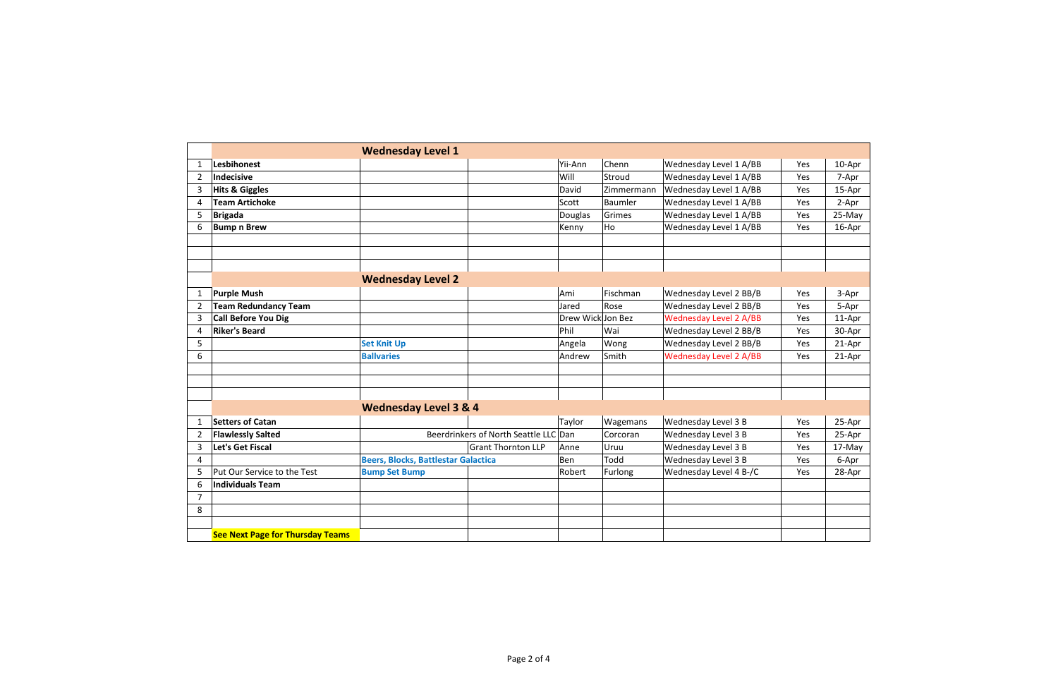| | | Wednesday Level 1 | | | | | | |
|---|---|---|---|---|---|---|---|---|
| 1 | **Lesbihonest** | | | Yii-Ann | Chenn | Wednesday Level 1 A/BB | Yes | 10-Apr |
| 2 | **Indecisive** | | | Will | Stroud | Wednesday Level 1 A/BB | Yes | 7-Apr |
| 3 | **Hits & Giggles** | | | David | Zimmermann | Wednesday Level 1 A/BB | Yes | 15-Apr |
| 4 | **Team Artichoke** | | | Scott | Baumler | Wednesday Level 1 A/BB | Yes | 2-Apr |
| 5 | **Brigada** | | | Douglas | Grimes | Wednesday Level 1 A/BB | Yes | 25-May |
| 6 | **Bump n Brew** | | | Kenny | Ho | Wednesday Level 1 A/BB | Yes | 16-Apr |
| | | | | | | | | |
| | | | | | | | | |
| | | | | | | | | |
| | | **Wednesday Level 2** | | | | | | |
| 1 | **Purple Mush** | | | Ami | Fischman | Wednesday Level 2 BB/B | Yes | 3-Apr |
| 2 | **Team Redundancy Team** | | | Jared | Rose | Wednesday Level 2 BB/B | Yes | 5-Apr |
| 3 | **Call Before You Dig** | | | Drew Wick | Jon Bez | Wednesday Level 2 A/BB | Yes | 11-Apr |
| 4 | **Riker's Beard** | | | Phil | Wai | Wednesday Level 2 BB/B | Yes | 30-Apr |
| 5 | | **Set Knit Up** | | Angela | Wong | Wednesday Level 2 BB/B | Yes | 21-Apr |
| 6 | | **Ballvaries** | | Andrew | Smith | Wednesday Level 2 A/BB | Yes | 21-Apr |
| | | | | | | | | |
| | | | | | | | | |
| | | | | | | | | |
| | | **Wednesday Level 3 & 4** | | | | | | |
| 1 | **Setters of Catan** | | | Taylor | Wagemans | Wednesday Level 3 B | Yes | 25-Apr |
| 2 | **Flawlessly Salted** | Beerdrinkers of North Seattle LLC | | Dan | Corcoran | Wednesday Level 3 B | Yes | 25-Apr |
| 3 | **Let's Get Fiscal** | | Grant Thornton LLP | Anne | Uruu | Wednesday Level 3 B | Yes | 17-May |
| 4 | | **Beers, Blocks, Battlestar Galactica** | | Ben | Todd | Wednesday Level 3 B | Yes | 6-Apr |
| 5 | Put Our Service to the Test | **Bump Set Bump** | | Robert | Furlong | Wednesday Level 4 B-/C | Yes | 28-Apr |
| 6 | **Individuals Team** | | | | | | | |
| 7 | | | | | | | | |
| 8 | | | | | | | | |
| | | | | | | | | |
| | **See Next Page for Thursday Teams** | | | | | | | |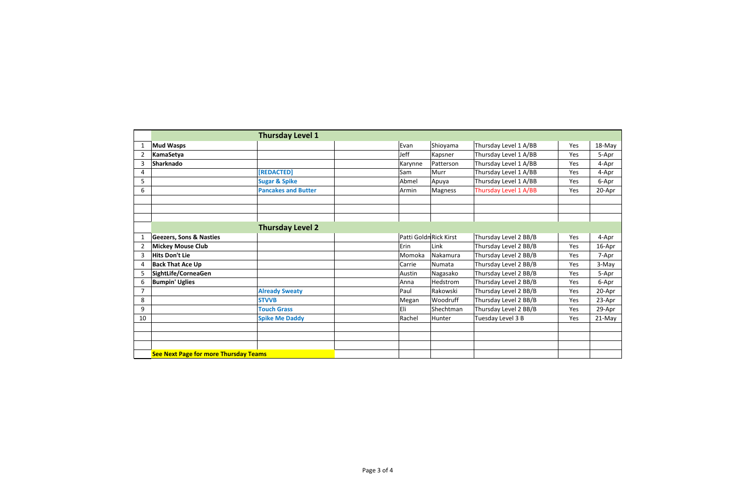| | | Thursday Level 1 | | | | | | |
|---|---|---|---|---|---|---|---|---|
| 1 | **Mud Wasps** | | | Evan | Shioyama | Thursday Level 1 A/BB | Yes | 18-May |
| 2 | **KamaSetya** | | | Jeff | Kapsner | Thursday Level 1 A/BB | Yes | 5-Apr |
| 3 | **Sharknado** | | | Karynne | Patterson | Thursday Level 1 A/BB | Yes | 4-Apr |
| 4 | | **[REDACTED]** | | Sam | Murr | Thursday Level 1 A/BB | Yes | 4-Apr |
| 5 | | **Sugar & Spike** | | Abmel | Apuya | Thursday Level 1 A/BB | Yes | 6-Apr |
| 6 | | **Pancakes and Butter** | | Armin | Magness | Thursday Level 1 A/BB | Yes | 20-Apr |
| | | | | | | | | |
| | | | | | | | | |
| | | | | | | | | |
| | | **Thursday Level 2** | | | | | | |
| 1 | **Geezers, Sons & Nasties** | | | Patti Goldn | Rick Kirst | Thursday Level 2 BB/B | Yes | 4-Apr |
| 2 | **Mickey Mouse Club** | | | Erin | Link | Thursday Level 2 BB/B | Yes | 16-Apr |
| 3 | **Hits Don't Lie** | | | Momoka | Nakamura | Thursday Level 2 BB/B | Yes | 7-Apr |
| 4 | **Back That Ace Up** | | | Carrie | Numata | Thursday Level 2 BB/B | Yes | 3-May |
| 5 | **SightLife/CorneaGen** | | | Austin | Nagasako | Thursday Level 2 BB/B | Yes | 5-Apr |
| 6 | **Bumpin' Uglies** | | | Anna | Hedstrom | Thursday Level 2 BB/B | Yes | 6-Apr |
| 7 | | **Already Sweaty** | | Paul | Rakowski | Thursday Level 2 BB/B | Yes | 20-Apr |
| 8 | | **STVVB** | | Megan | Woodruff | Thursday Level 2 BB/B | Yes | 23-Apr |
| 9 | | **Touch Grass** | | Eli | Shechtman | Thursday Level 2 BB/B | Yes | 29-Apr |
| 10 | | **Spike Me Daddy** | | Rachel | Hunter | Tuesday Level 3 B | Yes | 21-May |
| | | | | | | | | |
| | | | | | | | | |
| | | | | | | | | |
| | **See Next Page for more Thursday Teams** | | | | | | | |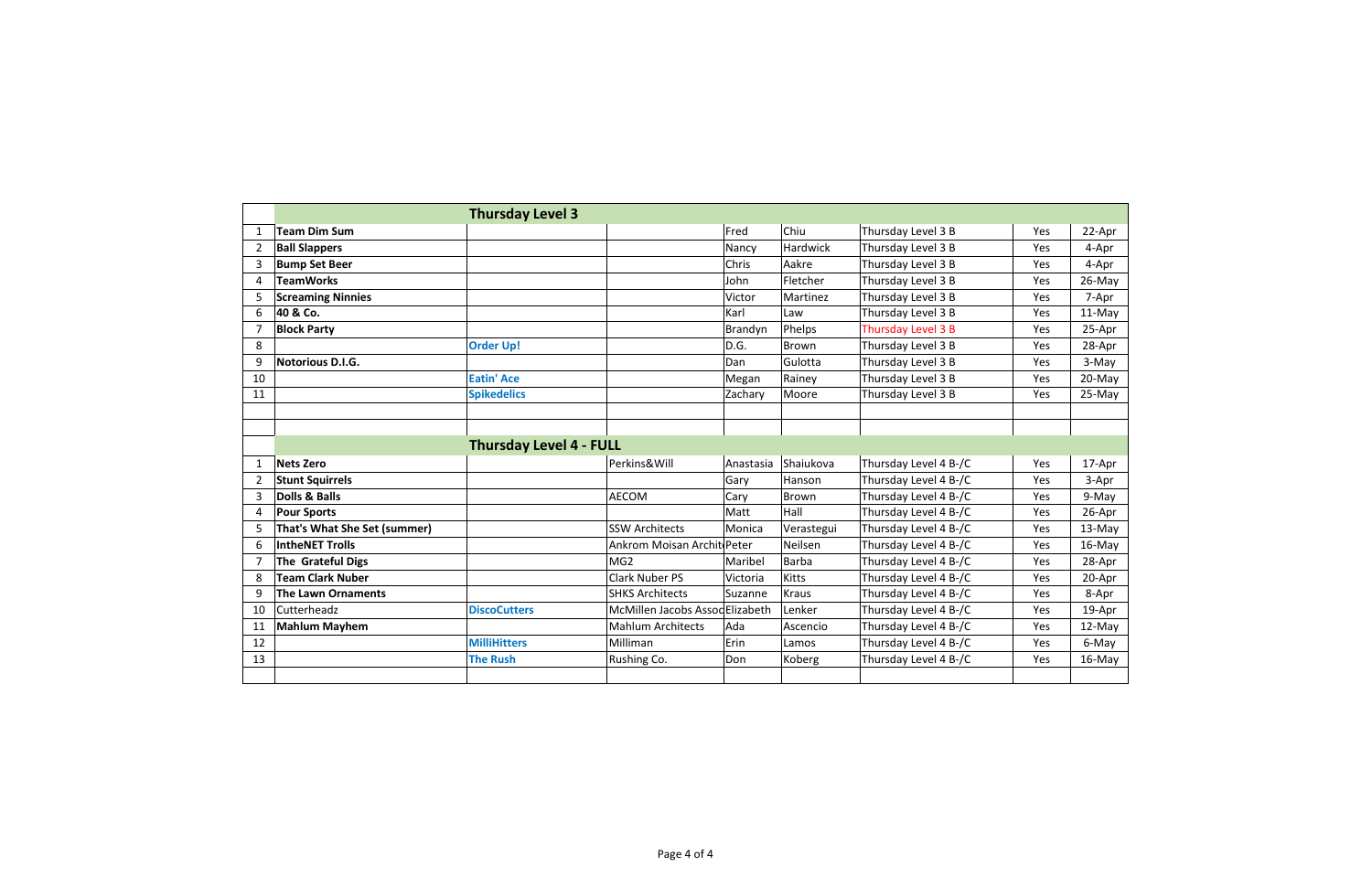| | | Thursday Level 3 | | | | | | |
|---|---|---|---|---|---|---|---|---|
| 1 | **Team Dim Sum** | | | Fred | Chiu | Thursday Level 3 B | Yes | 22-Apr |
| 2 | **Ball Slappers** | | | Nancy | Hardwick | Thursday Level 3 B | Yes | 4-Apr |
| 3 | **Bump Set Beer** | | | Chris | Aakre | Thursday Level 3 B | Yes | 4-Apr |
| 4 | **TeamWorks** | | | John | Fletcher | Thursday Level 3 B | Yes | 26-May |
| 5 | **Screaming Ninnies** | | | Victor | Martinez | Thursday Level 3 B | Yes | 7-Apr |
| 6 | **40 & Co.** | | | Karl | Law | Thursday Level 3 B | Yes | 11-May |
| 7 | **Block Party** | | | Brandyn | Phelps | Thursday Level 3 B | Yes | 25-Apr |
| 8 | | **Order Up!** | | D.G. | Brown | Thursday Level 3 B | Yes | 28-Apr |
| 9 | **Notorious D.I.G.** | | | Dan | Gulotta | Thursday Level 3 B | Yes | 3-May |
| 10 | | **Eatin' Ace** | | Megan | Rainey | Thursday Level 3 B | Yes | 20-May |
| 11 | | **Spikedelics** | | Zachary | Moore | Thursday Level 3 B | Yes | 25-May |
| | | | | | | | | |
| | | | | | | | | |
| | | **Thursday Level 4 - FULL** | | | | | | |
| 1 | **Nets Zero** | | Perkins&Will | Anastasia | Shaiukova | Thursday Level 4 B-/C | Yes | 17-Apr |
| 2 | **Stunt Squirrels** | | | Gary | Hanson | Thursday Level 4 B-/C | Yes | 3-Apr |
| 3 | **Dolls & Balls** | | AECOM | Cary | Brown | Thursday Level 4 B-/C | Yes | 9-May |
| 4 | **Pour Sports** | | | Matt | Hall | Thursday Level 4 B-/C | Yes | 26-Apr |
| 5 | **That's What She Set (summer)** | | SSW Architects | Monica | Verastegui | Thursday Level 4 B-/C | Yes | 13-May |
| 6 | **IntheNET Trolls** | | Ankrom Moisan Archit | Peter | Neilsen | Thursday Level 4 B-/C | Yes | 16-May |
| 7 | **The Grateful Digs** | | MG2 | Maribel | Barba | Thursday Level 4 B-/C | Yes | 28-Apr |
| 8 | **Team Clark Nuber** | | Clark Nuber PS | Victoria | Kitts | Thursday Level 4 B-/C | Yes | 20-Apr |
| 9 | **The Lawn Ornaments** | | SHKS Architects | Suzanne | Kraus | Thursday Level 4 B-/C | Yes | 8-Apr |
| 10 | Cutterheadz | **DiscoCutters** | McMillen Jacobs Assoc | Elizabeth | Lenker | Thursday Level 4 B-/C | Yes | 19-Apr |
| 11 | **Mahlum Mayhem** | | Mahlum Architects | Ada | Ascencio | Thursday Level 4 B-/C | Yes | 12-May |
| 12 | | **MilliHitters** | Milliman | Erin | Lamos | Thursday Level 4 B-/C | Yes | 6-May |
| 13 | | **The Rush** | Rushing Co. | Don | Koberg | Thursday Level 4 B-/C | Yes | 16-May |
| | | | | | | | | |